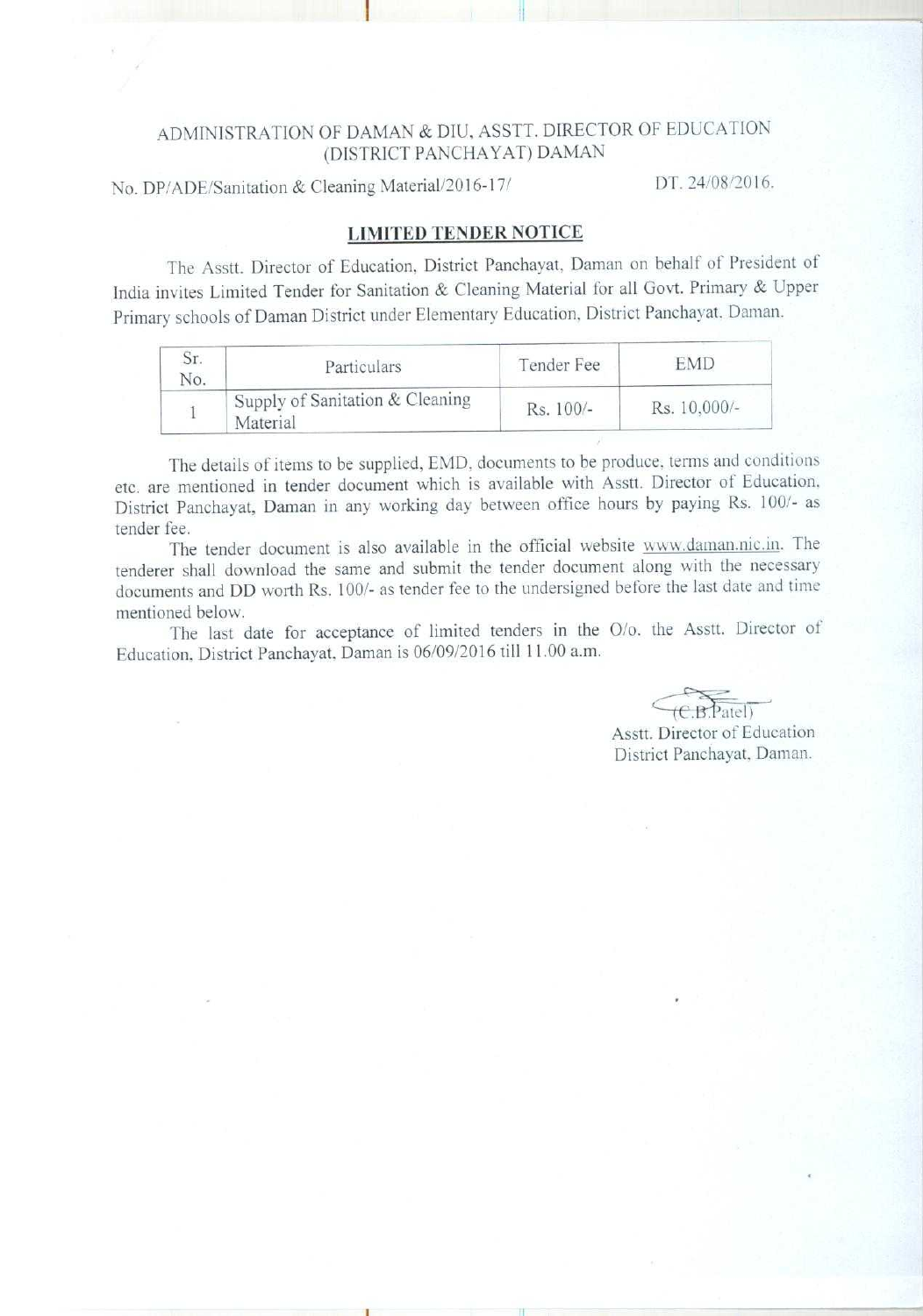ADMINISTRATION OF DAMAN & DIU, ASSTT. DIRECTOR OF EDUCATION
(DISTRICT PANCHAYAT) DAMAN

No. DP/ADE/Sanitation & Cleaning Material/2016-17/ DT. 24/08/2016.

## LIMITED TENDER NOTICE

The Asstt. Director of Education, District Panchayat, Daman on behalf of President of India invites Limited Tender for Sanitation & Cleaning Material for all Govt. Primary & Upper Primary schools of Daman District under Elementary Education, District Panchayat, Daman.

| Sr. No. | Particulars | Tender Fee | EMD |
|---|---|---|---|
| 1 | Supply of Sanitation & Cleaning Material | Rs. 100/- | Rs. 10,000/- |

The details of items to be supplied, EMD, documents to be produce, terms and conditions etc. are mentioned in tender document which is available with Asstt. Director of Education, District Panchayat, Daman in any working day between office hours by paying Rs. 100/- as tender fee.

The tender document is also available in the official website www.daman.nic.in. The tenderer shall download the same and submit the tender document along with the necessary documents and DD worth Rs. 100/- as tender fee to the undersigned before the last date and time mentioned below.

The last date for acceptance of limited tenders in the O/o. the Asstt. Director of Education, District Panchayat, Daman is 06/09/2016 till 11.00 a.m.

(C.B.Patel)
Asstt. Director of Education
District Panchayat, Daman.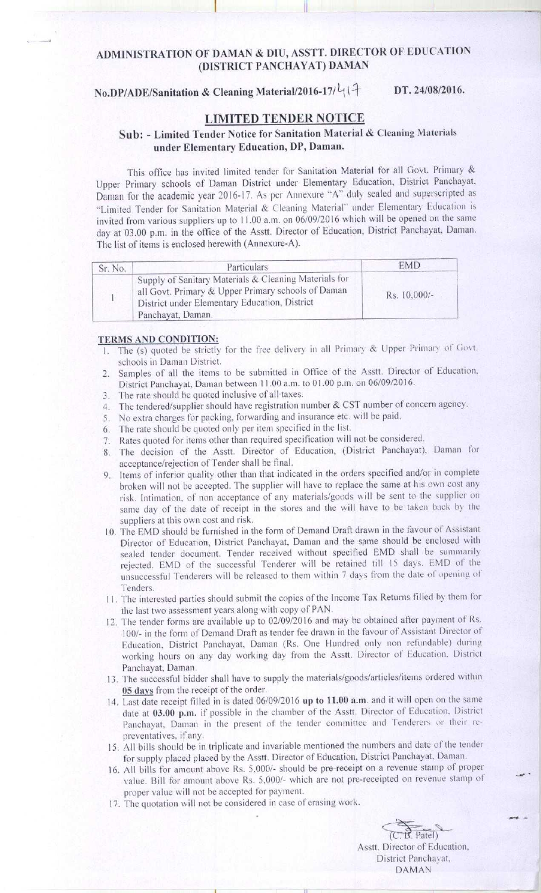**ADMINISTRATION OF DAMAN & DIU, ASSTT. DIRECTOR OF EDUCATION (DISTRICT PANCHAYAT) DAMAN**

**No.DP/ADE/Sanitation & Cleaning Material/2016-17/417** **DT. 24/08/2016.**

## LIMITED TENDER NOTICE

**Sub: - Limited Tender Notice for Sanitation Material & Cleaning Materials under Elementary Education, DP, Daman.**

This office has invited limited tender for Sanitation Material for all Govt. Primary & Upper Primary schools of Daman District under Elementary Education, District Panchayat, Daman for the academic year 2016-17. As per Annexure "A" duly sealed and superscripted as "Limited Tender for Sanitation Material & Cleaning Material" under Elementary Education is invited from various suppliers up to 11.00 a.m. on 06/09/2016 which will be opened on the same day at 03.00 p.m. in the office of the Asstt. Director of Education, District Panchayat, Daman. The list of items is enclosed herewith (Annexure-A).

| Sr. No. | Particulars | EMD |
|---|---|---|
| 1 | Supply of Sanitary Materials & Cleaning Materials for all Govt. Primary & Upper Primary schools of Daman District under Elementary Education, District Panchayat, Daman. | Rs. 10,000/- |

**TERMS AND CONDITION:**

1. The (s) quoted be strictly for the free delivery in all Primary & Upper Primary of Govt. schools in Daman District.
2. Samples of all the items to be submitted in Office of the Asstt. Director of Education, District Panchayat, Daman between 11.00 a.m. to 01.00 p.m. on 06/09/2016.
3. The rate should be quoted inclusive of all taxes.
4. The tendered/supplier should have registration number & CST number of concern agency.
5. No extra charges for packing, forwarding and insurance etc. will be paid.
6. The rate should be quoted only per item specified in the list.
7. Rates quoted for items other than required specification will not be considered.
8. The decision of the Asstt. Director of Education, (District Panchayat), Daman for acceptance/rejection of Tender shall be final.
9. Items of inferior quality other than that indicated in the orders specified and/or in complete broken will not be accepted. The supplier will have to replace the same at his own cost any risk. Intimation, of non acceptance of any materials/goods will be sent to the supplier on same day of the date of receipt in the stores and the will have to be taken back by the suppliers at this own cost and risk.
10. The EMD should be furnished in the form of Demand Draft drawn in the favour of Assistant Director of Education, District Panchayat, Daman and the same should be enclosed with sealed tender document. Tender received without specified EMD shall be summarily rejected. EMD of the successful Tenderer will be retained till 15 days. EMD of the unsuccessful Tenderers will be released to them within 7 days from the date of opening of Tenders.
11. The interested parties should submit the copies of the Income Tax Returns filled by them for the last two assessment years along with copy of PAN.
12. The tender forms are available up to 02/09/2016 and may be obtained after payment of Rs. 100/- in the form of Demand Draft as tender fee drawn in the favour of Assistant Director of Education, District Panchayat, Daman (Rs. One Hundred only non refundable) during working hours on any day working day from the Asstt. Director of Education, District Panchayat, Daman.
13. The successful bidder shall have to supply the materials/goods/articles/items ordered within **05 days** from the receipt of the order.
14. Last date receipt filled in is dated 06/09/2016 **up to 11.00 a.m.** and it will open on the same date at **03.00 p.m.** if possible in the chamber of the Asstt. Director of Education, District Panchayat, Daman in the present of the tender committee and Tenderers or their re-preventatives, if any.
15. All bills should be in triplicate and invariable mentioned the numbers and date of the tender for supply placed placed by the Asstt. Director of Education, District Panchayat, Daman.
16. All bills for amount above Rs. 5,000/- should be pre-receipt on a revenue stamp of proper value. Bill for amount above Rs. 5,000/- which are not pre-receipted on revenue stamp of proper value will not be accepted for payment.
17. The quotation will not be considered in case of erasing work.

(C. B. Patel)
Asstt. Director of Education,
District Panchayat,
DAMAN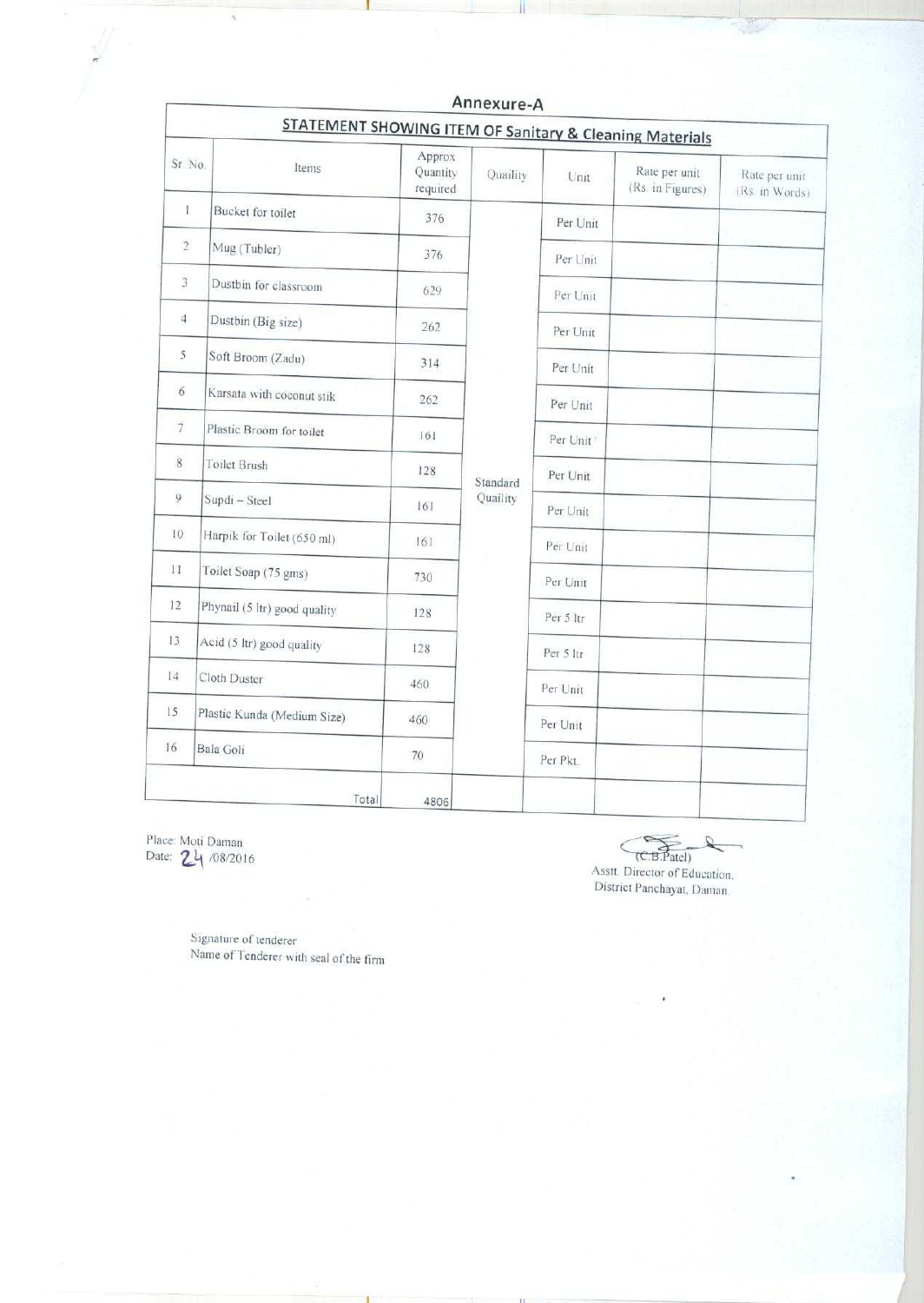# Annexure-A

## STATEMENT SHOWING ITEM OF Sanitary & Cleaning Materials

| Sr. No. | Items | Approx Quantity required | Quaility | Unit | Rate per unit (Rs. in Figures) | Rate per unit (Rs. in Words) |
|---|---|---|---|---|---|---|
| 1 | Bucket for toilet | 376 | Standard Quaility | Per Unit | | |
| 2 | Mug (Tubler) | 376 | | Per Unit | | |
| 3 | Dustbin for classroom | 629 | | Per Unit | | |
| 4 | Dustbin (Big size) | 262 | | Per Unit | | |
| 5 | Soft Broom (Zadu) | 314 | | Per Unit | | |
| 6 | Karsata with coconut stik | 262 | | Per Unit | | |
| 7 | Plastic Broom for toilet | 161 | | Per Unit | | |
| 8 | Toilet Brush | 128 | | Per Unit | | |
| 9 | Supdi – Steel | 161 | | Per Unit | | |
| 10 | Harpik for Toilet (650 ml) | 161 | | Per Unit | | |
| 11 | Toilet Soap (75 gms) | 730 | | Per Unit | | |
| 12 | Phynail (5 ltr) good quality | 128 | | Per 5 ltr | | |
| 13 | Acid (5 ltr) good quality | 128 | | Per 5 ltr | | |
| 14 | Cloth Duster | 460 | | Per Unit | | |
| 15 | Plastic Kunda (Medium Size) | 460 | | Per Unit | | |
| 16 | Bala Goli | 70 | | Per Pkt. | | |
| | Total | 4806 | | | | |

Place: Moti Daman
Date: 24 /08/2016

(C.B.Patel)
Asstt. Director of Education,
District Panchayat, Daman.

Signature of tenderer
Name of Tenderer with seal of the firm